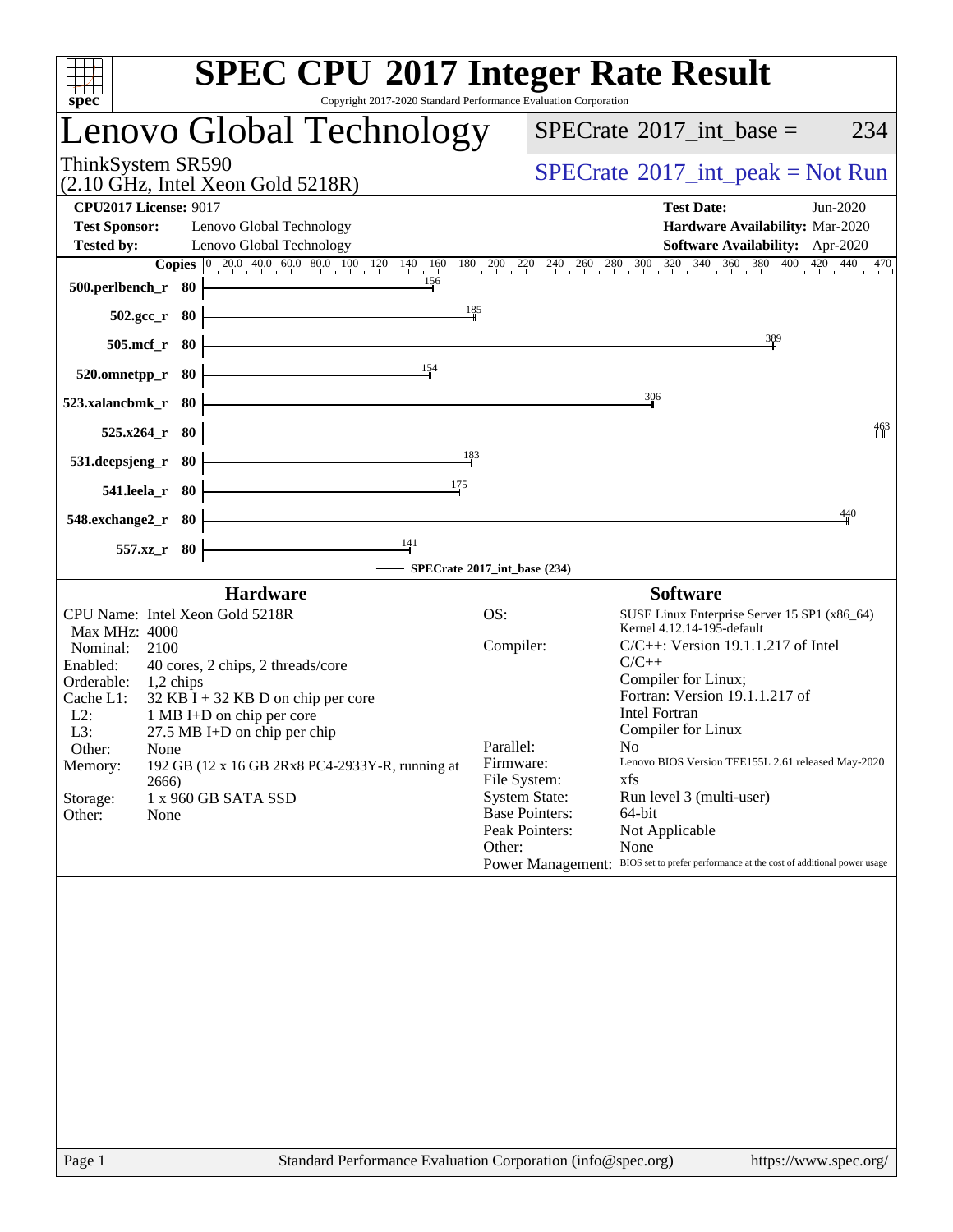# SPEC CPU 2017 Integer Rate Result

Copyright 2017-2020 Standard Performance Evaluation Corporation

## Lenovo Global Technology

ThinkSystem SR590
(2.10 GHz, Intel Xeon Gold 5218R)

SPECrate 2017_int_base = 234

SPECrate 2017_int_peak = Not Run

**CPU2017 License:** 9017
**Test Sponsor:** Lenovo Global Technology
**Tested by:** Lenovo Global Technology

**Test Date:** Jun-2020
**Hardware Availability:** Mar-2020
**Software Availability:** Apr-2020

| Benchmark | Copies | SPECrate 2017_int_base |
|---|---|---|
| 500.perlbench_r | 80 | 156 |
| 502.gcc_r | 80 | 185 |
| 505.mcf_r | 80 | 389 |
| 520.omnetpp_r | 80 | 154 |
| 523.xalancbmk_r | 80 | 306 |
| 525.x264_r | 80 | 463 |
| 531.deepsjeng_r | 80 | 183 |
| 541.leela_r | 80 | 175 |
| 548.exchange2_r | 80 | 440 |
| 557.xz_r | 80 | 141 |

SPECrate 2017_int_base (234)

### Hardware

| | |
|---|---|
| CPU Name: | Intel Xeon Gold 5218R |
| Max MHz: | 4000 |
| Nominal: | 2100 |
| Enabled: | 40 cores, 2 chips, 2 threads/core |
| Orderable: | 1,2 chips |
| Cache L1: | 32 KB I + 32 KB D on chip per core |
| L2: | 1 MB I+D on chip per core |
| L3: | 27.5 MB I+D on chip per chip |
| Other: | None |
| Memory: | 192 GB (12 x 16 GB 2Rx8 PC4-2933Y-R, running at 2666) |
| Storage: | 1 x 960 GB SATA SSD |
| Other: | None |

### Software

| | |
|---|---|
| OS: | SUSE Linux Enterprise Server 15 SP1 (x86_64) Kernel 4.12.14-195-default |
| Compiler: | C/C++: Version 19.1.1.217 of Intel C/C++ Compiler for Linux; Fortran: Version 19.1.1.217 of Intel Fortran Compiler for Linux |
| Parallel: | No |
| Firmware: | Lenovo BIOS Version TEE155L 2.61 released May-2020 |
| File System: | xfs |
| System State: | Run level 3 (multi-user) |
| Base Pointers: | 64-bit |
| Peak Pointers: | Not Applicable |
| Other: | None |
| Power Management: | BIOS set to prefer performance at the cost of additional power usage |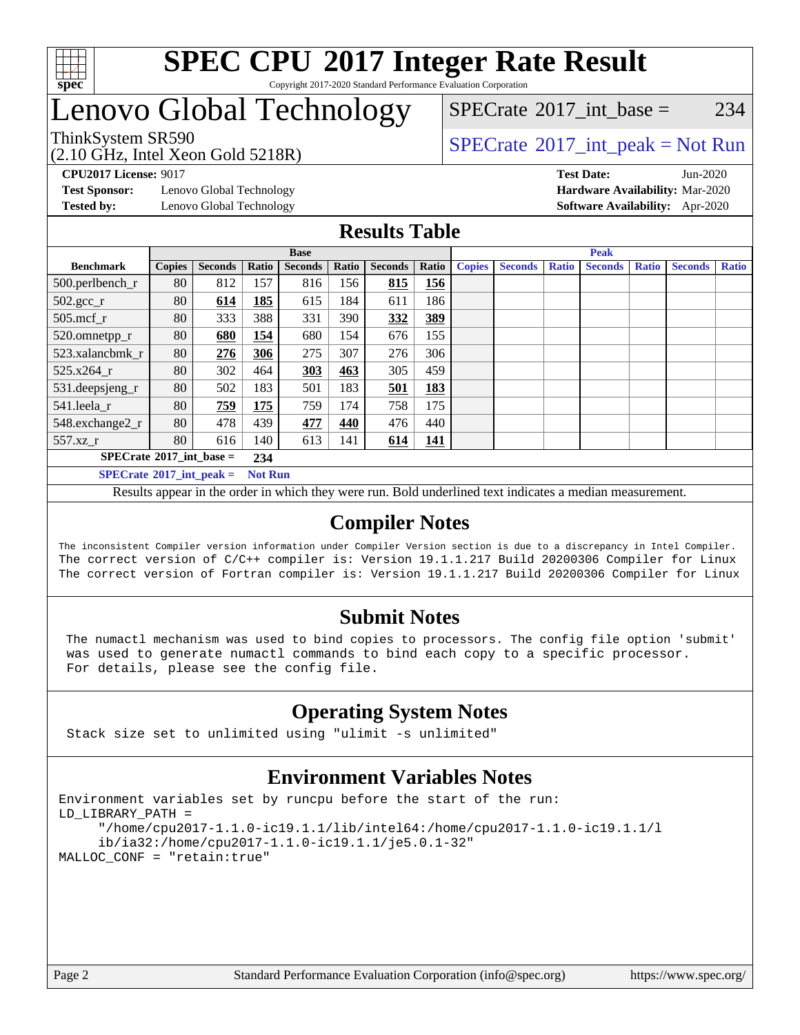# SPEC CPU 2017 Integer Rate Result

Copyright 2017-2020 Standard Performance Evaluation Corporation

## Lenovo Global Technology

ThinkSystem SR590
(2.10 GHz, Intel Xeon Gold 5218R)

SPECrate 2017_int_base = 234

SPECrate 2017_int_peak = Not Run

**CPU2017 License:** 9017
**Test Sponsor:** Lenovo Global Technology
**Tested by:** Lenovo Global Technology

**Test Date:** Jun-2020
**Hardware Availability:** Mar-2020
**Software Availability:** Apr-2020

## Results Table

| | Base | | | | | | | Peak | | | | | | |
|---|---|---|---|---|---|---|---|---|---|---|---|---|---|---|
| **Benchmark** | **Copies** | **Seconds** | **Ratio** | **Seconds** | **Ratio** | **Seconds** | **Ratio** | **Copies** | **Seconds** | **Ratio** | **Seconds** | **Ratio** | **Seconds** | **Ratio** |
| 500.perlbench_r | 80 | 812 | 157 | 816 | 156 | **815** | **156** | | | | | | | |
| 502.gcc_r | 80 | **614** | **185** | 615 | 184 | 611 | 186 | | | | | | | |
| 505.mcf_r | 80 | 333 | 388 | 331 | 390 | **332** | **389** | | | | | | | |
| 520.omnetpp_r | 80 | **680** | **154** | 680 | 154 | 676 | 155 | | | | | | | |
| 523.xalancbmk_r | 80 | **276** | **306** | 275 | 307 | 276 | 306 | | | | | | | |
| 525.x264_r | 80 | 302 | 464 | **303** | **463** | 305 | 459 | | | | | | | |
| 531.deepsjeng_r | 80 | 502 | 183 | 501 | 183 | **501** | **183** | | | | | | | |
| 541.leela_r | 80 | **759** | **175** | 759 | 174 | 758 | 175 | | | | | | | |
| 548.exchange2_r | 80 | 478 | 439 | **477** | **440** | 476 | 440 | | | | | | | |
| 557.xz_r | 80 | 616 | 140 | 613 | 141 | **614** | **141** | | | | | | | |

**SPECrate 2017_int_base = 234**

**SPECrate 2017_int_peak = Not Run**

Results appear in the order in which they were run. Bold underlined text indicates a median measurement.

## Compiler Notes

```
The inconsistent Compiler version information under Compiler Version section is due to a discrepancy in Intel Compiler.
The correct version of C/C++ compiler is: Version 19.1.1.217 Build 20200306 Compiler for Linux
The correct version of Fortran compiler is: Version 19.1.1.217 Build 20200306 Compiler for Linux
```

## Submit Notes

```
The numactl mechanism was used to bind copies to processors. The config file option 'submit'
was used to generate numactl commands to bind each copy to a specific processor.
For details, please see the config file.
```

## Operating System Notes

```
Stack size set to unlimited using "ulimit -s unlimited"
```

## Environment Variables Notes

```
Environment variables set by runcpu before the start of the run:
LD_LIBRARY_PATH =
     "/home/cpu2017-1.1.0-ic19.1.1/lib/intel64:/home/cpu2017-1.1.0-ic19.1.1/l
     ib/ia32:/home/cpu2017-1.1.0-ic19.1.1/je5.0.1-32"
MALLOC_CONF = "retain:true"
```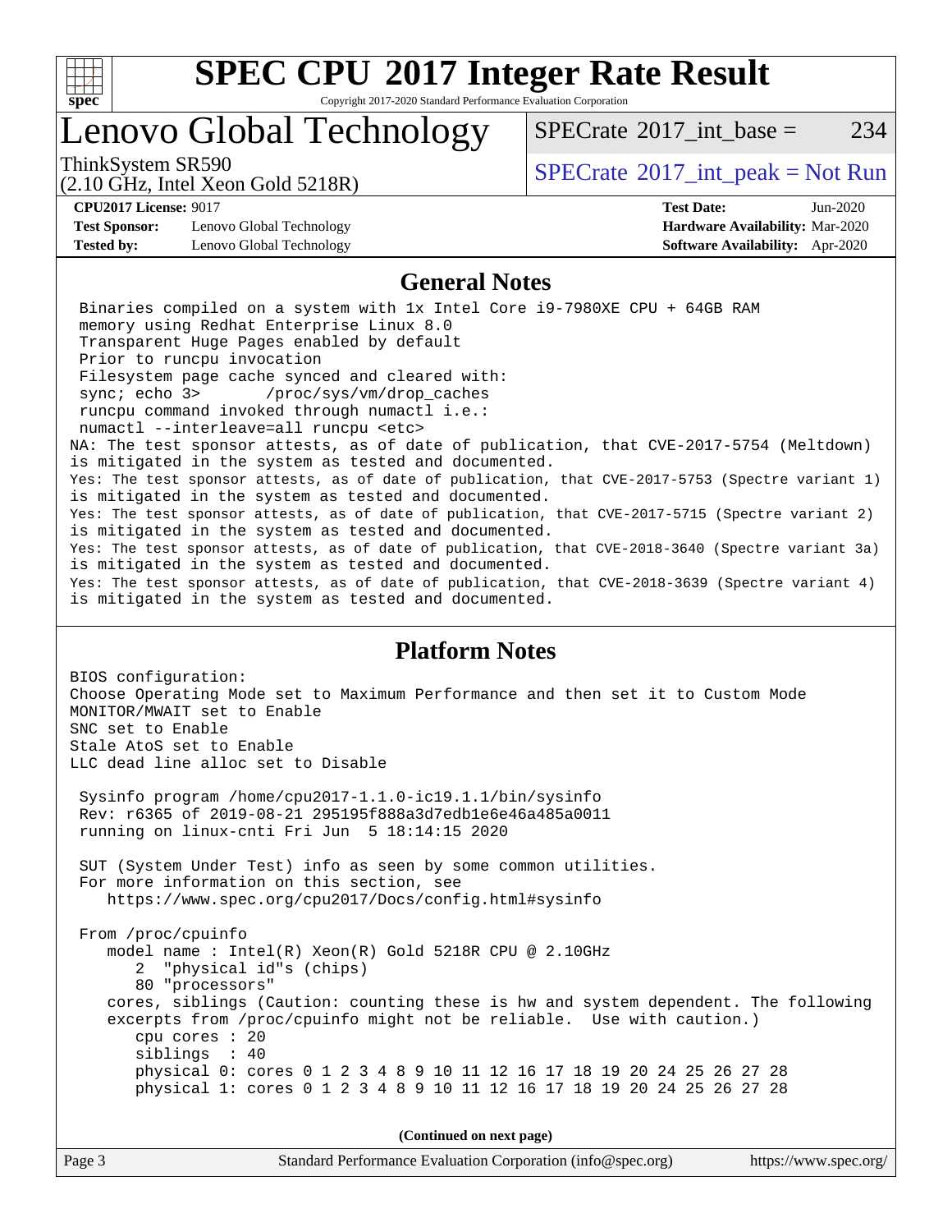# SPEC CPU 2017 Integer Rate Result

Copyright 2017-2020 Standard Performance Evaluation Corporation

## Lenovo Global Technology

ThinkSystem SR590
(2.10 GHz, Intel Xeon Gold 5218R)

SPECrate 2017_int_base = 234

SPECrate 2017_int_peak = Not Run

**CPU2017 License:** 9017
**Test Sponsor:** Lenovo Global Technology
**Tested by:** Lenovo Global Technology

**Test Date:** Jun-2020
**Hardware Availability:** Mar-2020
**Software Availability:** Apr-2020

## General Notes

```
 Binaries compiled on a system with 1x Intel Core i9-7980XE CPU + 64GB RAM
 memory using Redhat Enterprise Linux 8.0
 Transparent Huge Pages enabled by default
 Prior to runcpu invocation
 Filesystem page cache synced and cleared with:
 sync; echo 3>       /proc/sys/vm/drop_caches
 runcpu command invoked through numactl i.e.:
 numactl --interleave=all runcpu <etc>
NA: The test sponsor attests, as of date of publication, that CVE-2017-5754 (Meltdown)
is mitigated in the system as tested and documented.
Yes: The test sponsor attests, as of date of publication, that CVE-2017-5753 (Spectre variant 1)
is mitigated in the system as tested and documented.
Yes: The test sponsor attests, as of date of publication, that CVE-2017-5715 (Spectre variant 2)
is mitigated in the system as tested and documented.
Yes: The test sponsor attests, as of date of publication, that CVE-2018-3640 (Spectre variant 3a)
is mitigated in the system as tested and documented.
Yes: The test sponsor attests, as of date of publication, that CVE-2018-3639 (Spectre variant 4)
is mitigated in the system as tested and documented.
```

## Platform Notes

```
BIOS configuration:
Choose Operating Mode set to Maximum Performance and then set it to Custom Mode
MONITOR/MWAIT set to Enable
SNC set to Enable
Stale AtoS set to Enable
LLC dead line alloc set to Disable

 Sysinfo program /home/cpu2017-1.1.0-ic19.1.1/bin/sysinfo
 Rev: r6365 of 2019-08-21 295195f888a3d7edb1e6e46a485a0011
 running on linux-cnti Fri Jun  5 18:14:15 2020

 SUT (System Under Test) info as seen by some common utilities.
 For more information on this section, see
    https://www.spec.org/cpu2017/Docs/config.html#sysinfo

 From /proc/cpuinfo
    model name : Intel(R) Xeon(R) Gold 5218R CPU @ 2.10GHz
       2  "physical id"s (chips)
       80 "processors"
    cores, siblings (Caution: counting these is hw and system dependent. The following
    excerpts from /proc/cpuinfo might not be reliable.  Use with caution.)
       cpu cores : 20
       siblings  : 40
       physical 0: cores 0 1 2 3 4 8 9 10 11 12 16 17 18 19 20 24 25 26 27 28
       physical 1: cores 0 1 2 3 4 8 9 10 11 12 16 17 18 19 20 24 25 26 27 28
```

**(Continued on next page)**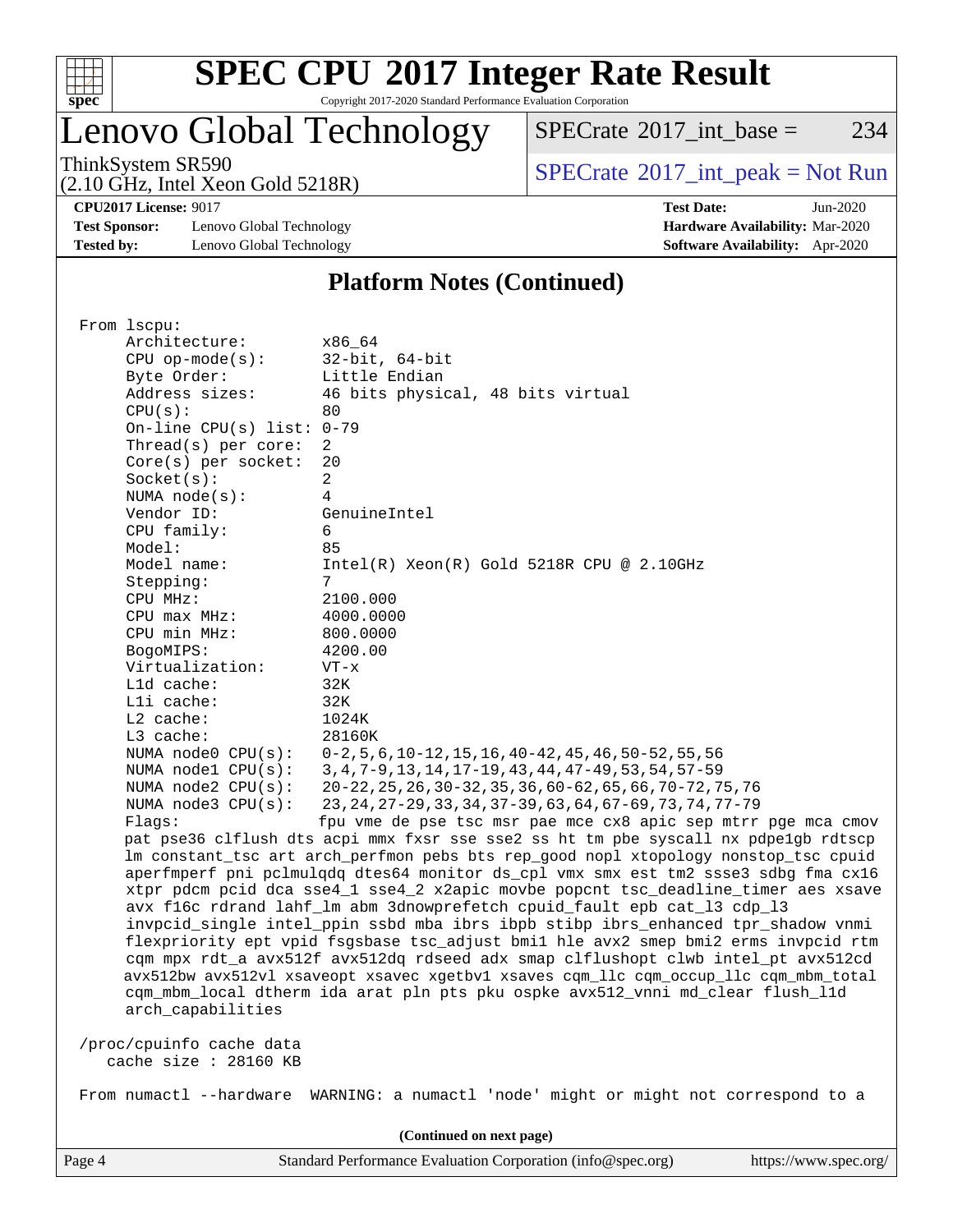## Platform Notes (Continued)

```
 From lscpu:
      Architecture:          x86_64
      CPU op-mode(s):        32-bit, 64-bit
      Byte Order:            Little Endian
      Address sizes:         46 bits physical, 48 bits virtual
      CPU(s):                80
      On-line CPU(s) list:   0-79
      Thread(s) per core:    2
      Core(s) per socket:    20
      Socket(s):             2
      NUMA node(s):          4
      Vendor ID:             GenuineIntel
      CPU family:            6
      Model:                 85
      Model name:            Intel(R) Xeon(R) Gold 5218R CPU @ 2.10GHz
      Stepping:              7
      CPU MHz:               2100.000
      CPU max MHz:           4000.0000
      CPU min MHz:           800.0000
      BogoMIPS:              4200.00
      Virtualization:        VT-x
      L1d cache:             32K
      L1i cache:             32K
      L2 cache:              1024K
      L3 cache:              28160K
      NUMA node0 CPU(s):     0-2,5,6,10-12,15,16,40-42,45,46,50-52,55,56
      NUMA node1 CPU(s):     3,4,7-9,13,14,17-19,43,44,47-49,53,54,57-59
      NUMA node2 CPU(s):     20-22,25,26,30-32,35,36,60-62,65,66,70-72,75,76
      NUMA node3 CPU(s):     23,24,27-29,33,34,37-39,63,64,67-69,73,74,77-79
      Flags:                 fpu vme de pse tsc msr pae mce cx8 apic sep mtrr pge mca cmov
      pat pse36 clflush dts acpi mmx fxsr sse sse2 ss ht tm pbe syscall nx pdpe1gb rdtscp
      lm constant_tsc art arch_perfmon pebs bts rep_good nopl xtopology nonstop_tsc cpuid
      aperfmperf pni pclmulqdq dtes64 monitor ds_cpl vmx smx est tm2 ssse3 sdbg fma cx16
      xtpr pdcm pcid dca sse4_1 sse4_2 x2apic movbe popcnt tsc_deadline_timer aes xsave
      avx f16c rdrand lahf_lm abm 3dnowprefetch cpuid_fault epb cat_l3 cdp_l3
      invpcid_single intel_ppin ssbd mba ibrs ibpb stibp ibrs_enhanced tpr_shadow vnmi
      flexpriority ept vpid fsgsbase tsc_adjust bmi1 hle avx2 smep bmi2 erms invpcid rtm
      cqm mpx rdt_a avx512f avx512dq rdseed adx smap clflushopt clwb intel_pt avx512cd
      avx512bw avx512vl xsaveopt xsavec xgetbv1 xsaves cqm_llc cqm_occup_llc cqm_mbm_total
      cqm_mbm_local dtherm ida arat pln pts pku ospke avx512_vnni md_clear flush_l1d
      arch_capabilities

 /proc/cpuinfo cache data
    cache size : 28160 KB

 From numactl --hardware  WARNING: a numactl 'node' might or might not correspond to a
```

(Continued on next page)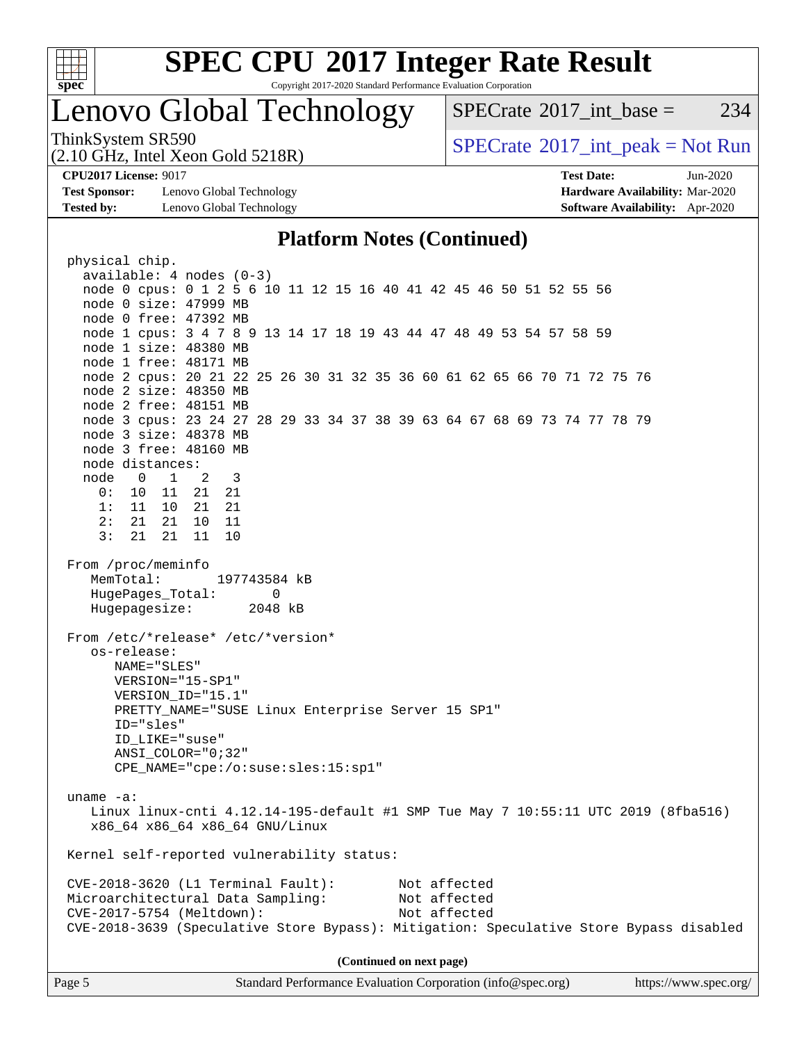# SPEC CPU 2017 Integer Rate Result

Copyright 2017-2020 Standard Performance Evaluation Corporation

## Lenovo Global Technology

ThinkSystem SR590
(2.10 GHz, Intel Xeon Gold 5218R)

SPECrate 2017_int_base = 234

SPECrate 2017_int_peak = Not Run

**CPU2017 License:** 9017
**Test Sponsor:** Lenovo Global Technology
**Tested by:** Lenovo Global Technology

**Test Date:** Jun-2020
**Hardware Availability:** Mar-2020
**Software Availability:** Apr-2020

### Platform Notes (Continued)

```
physical chip.
  available: 4 nodes (0-3)
  node 0 cpus: 0 1 2 5 6 10 11 12 15 16 40 41 42 45 46 50 51 52 55 56
  node 0 size: 47999 MB
  node 0 free: 47392 MB
  node 1 cpus: 3 4 7 8 9 13 14 17 18 19 43 44 47 48 49 53 54 57 58 59
  node 1 size: 48380 MB
  node 1 free: 48171 MB
  node 2 cpus: 20 21 22 25 26 30 31 32 35 36 60 61 62 65 66 70 71 72 75 76
  node 2 size: 48350 MB
  node 2 free: 48151 MB
  node 3 cpus: 23 24 27 28 29 33 34 37 38 39 63 64 67 68 69 73 74 77 78 79
  node 3 size: 48378 MB
  node 3 free: 48160 MB
  node distances:
  node   0   1   2   3
    0:  10  11  21  21
    1:  11  10  21  21
    2:  21  21  10  11
    3:  21  21  11  10

From /proc/meminfo
   MemTotal:       197743584 kB
   HugePages_Total:       0
   Hugepagesize:       2048 kB

From /etc/*release* /etc/*version*
   os-release:
      NAME="SLES"
      VERSION="15-SP1"
      VERSION_ID="15.1"
      PRETTY_NAME="SUSE Linux Enterprise Server 15 SP1"
      ID="sles"
      ID_LIKE="suse"
      ANSI_COLOR="0;32"
      CPE_NAME="cpe:/o:suse:sles:15:sp1"

uname -a:
   Linux linux-cnti 4.12.14-195-default #1 SMP Tue May 7 10:55:11 UTC 2019 (8fba516)
   x86_64 x86_64 x86_64 GNU/Linux

Kernel self-reported vulnerability status:

CVE-2018-3620 (L1 Terminal Fault):         Not affected
Microarchitectural Data Sampling:          Not affected
CVE-2017-5754 (Meltdown):                  Not affected
CVE-2018-3639 (Speculative Store Bypass): Mitigation: Speculative Store Bypass disabled
```

(Continued on next page)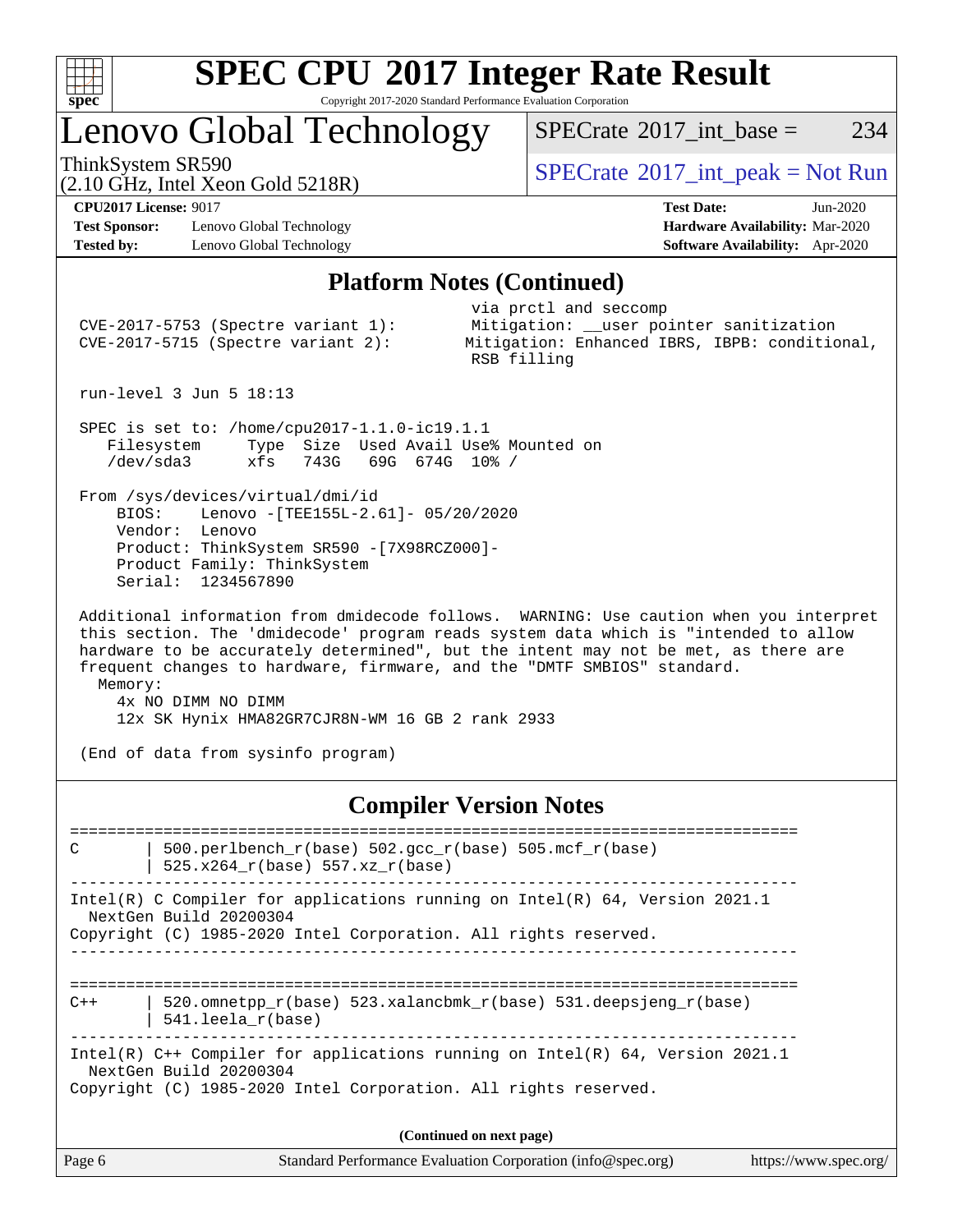# SPEC CPU 2017 Integer Rate Result

Copyright 2017-2020 Standard Performance Evaluation Corporation

## Lenovo Global Technology

ThinkSystem SR590
(2.10 GHz, Intel Xeon Gold 5218R)

SPECrate 2017_int_base = 234

SPECrate 2017_int_peak = Not Run

**CPU2017 License:** 9017
**Test Sponsor:** Lenovo Global Technology
**Tested by:** Lenovo Global Technology

**Test Date:** Jun-2020
**Hardware Availability:** Mar-2020
**Software Availability:** Apr-2020

### Platform Notes (Continued)

```
                                           via prctl and seccomp
 CVE-2017-5753 (Spectre variant 1):        Mitigation: __user pointer sanitization
 CVE-2017-5715 (Spectre variant 2):        Mitigation: Enhanced IBRS, IBPB: conditional,
                                           RSB filling

 run-level 3 Jun 5 18:13

 SPEC is set to: /home/cpu2017-1.1.0-ic19.1.1
    Filesystem     Type  Size  Used Avail Use% Mounted on
    /dev/sda3      xfs   743G   69G  674G  10% /

 From /sys/devices/virtual/dmi/id
     BIOS:    Lenovo -[TEE155L-2.61]- 05/20/2020
     Vendor:  Lenovo
     Product: ThinkSystem SR590 -[7X98RCZ000]-
     Product Family: ThinkSystem
     Serial:  1234567890

 Additional information from dmidecode follows.  WARNING: Use caution when you interpret
 this section. The 'dmidecode' program reads system data which is "intended to allow
 hardware to be accurately determined", but the intent may not be met, as there are
 frequent changes to hardware, firmware, and the "DMTF SMBIOS" standard.
   Memory:
     4x NO DIMM NO DIMM
     12x SK Hynix HMA82GR7CJR8N-WM 16 GB 2 rank 2933

 (End of data from sysinfo program)
```

### Compiler Version Notes

```
==============================================================================
C       | 500.perlbench_r(base) 502.gcc_r(base) 505.mcf_r(base)
        | 525.x264_r(base) 557.xz_r(base)
------------------------------------------------------------------------------
Intel(R) C Compiler for applications running on Intel(R) 64, Version 2021.1
  NextGen Build 20200304
Copyright (C) 1985-2020 Intel Corporation. All rights reserved.
------------------------------------------------------------------------------

==============================================================================
C++     | 520.omnetpp_r(base) 523.xalancbmk_r(base) 531.deepsjeng_r(base)
        | 541.leela_r(base)
------------------------------------------------------------------------------
Intel(R) C++ Compiler for applications running on Intel(R) 64, Version 2021.1
  NextGen Build 20200304
Copyright (C) 1985-2020 Intel Corporation. All rights reserved.
```

(Continued on next page)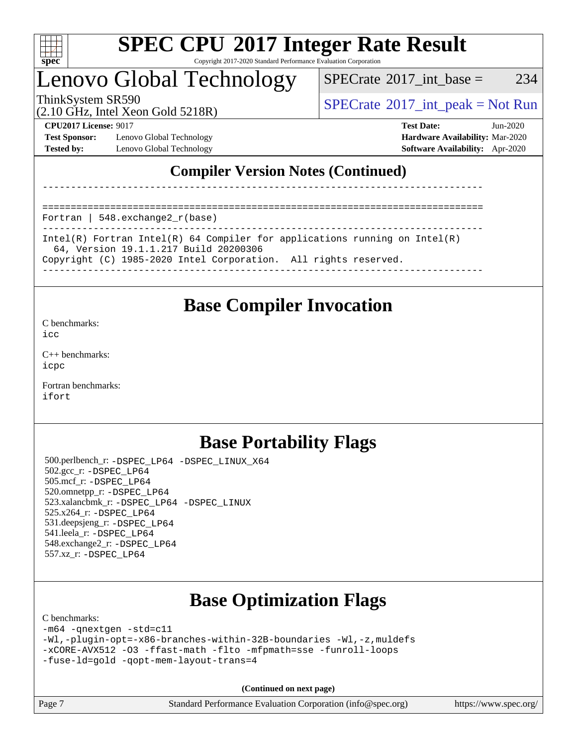# SPEC CPU 2017 Integer Rate Result

Copyright 2017-2020 Standard Performance Evaluation Corporation

## Lenovo Global Technology

ThinkSystem SR590
(2.10 GHz, Intel Xeon Gold 5218R)

SPECrate 2017_int_base = 234

SPECrate 2017_int_peak = Not Run

**CPU2017 License:** 9017
**Test Sponsor:** Lenovo Global Technology
**Tested by:** Lenovo Global Technology

**Test Date:** Jun-2020
**Hardware Availability:** Mar-2020
**Software Availability:** Apr-2020

## Compiler Version Notes (Continued)

```
------------------------------------------------------------------------------

==============================================================================
Fortran | 548.exchange2_r(base)
------------------------------------------------------------------------------
Intel(R) Fortran Intel(R) 64 Compiler for applications running on Intel(R)
  64, Version 19.1.1.217 Build 20200306
Copyright (C) 1985-2020 Intel Corporation.  All rights reserved.
------------------------------------------------------------------------------
```

## Base Compiler Invocation

C benchmarks:
`icc`

C++ benchmarks:
`icpc`

Fortran benchmarks:
`ifort`

## Base Portability Flags

500.perlbench_r: `-DSPEC_LP64 -DSPEC_LINUX_X64`
502.gcc_r: `-DSPEC_LP64`
505.mcf_r: `-DSPEC_LP64`
520.omnetpp_r: `-DSPEC_LP64`
523.xalancbmk_r: `-DSPEC_LP64 -DSPEC_LINUX`
525.x264_r: `-DSPEC_LP64`
531.deepsjeng_r: `-DSPEC_LP64`
541.leela_r: `-DSPEC_LP64`
548.exchange2_r: `-DSPEC_LP64`
557.xz_r: `-DSPEC_LP64`

## Base Optimization Flags

C benchmarks:

```
-m64 -qnextgen -std=c11
-Wl,-plugin-opt=-x86-branches-within-32B-boundaries -Wl,-z,muldefs
-xCORE-AVX512 -O3 -ffast-math -flto -mfpmath=sse -funroll-loops
-fuse-ld=gold -qopt-mem-layout-trans=4
```

**(Continued on next page)**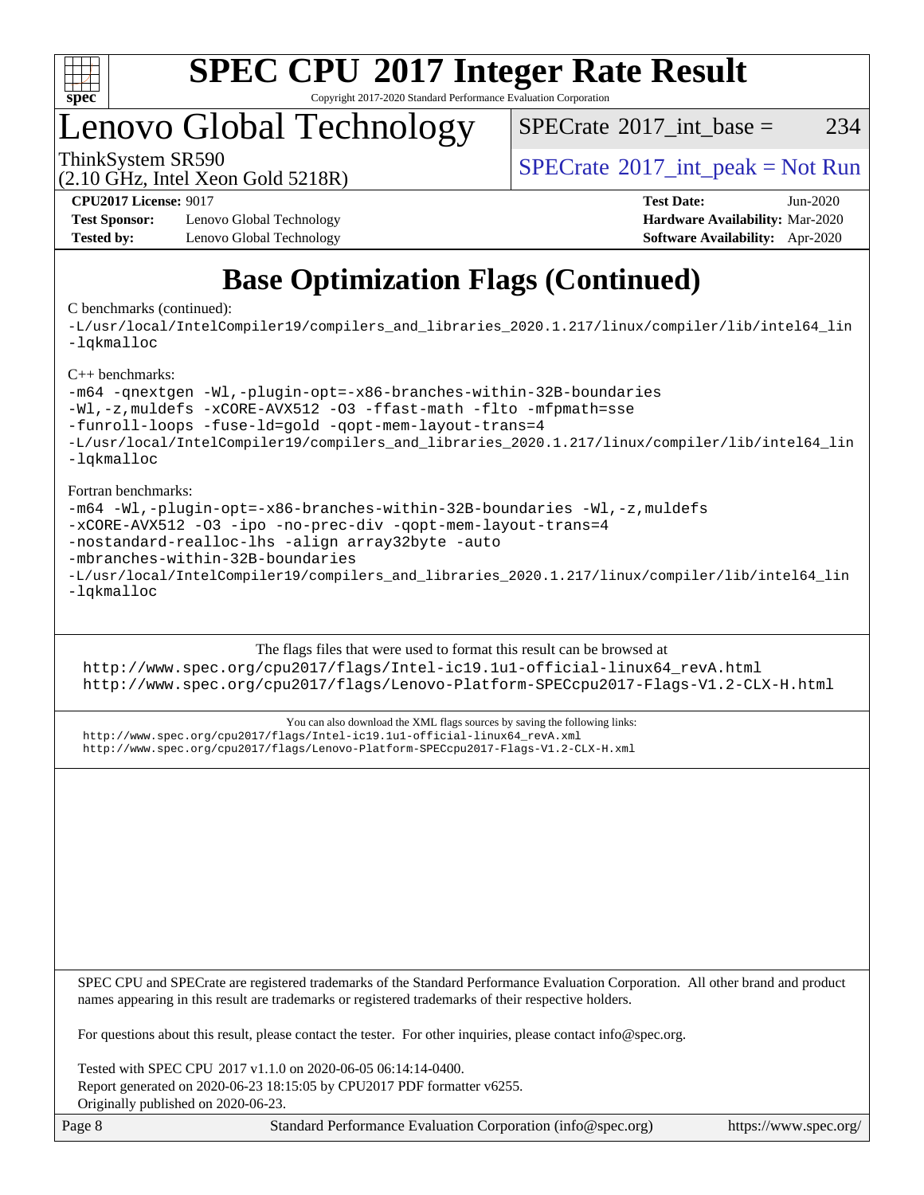# Base Optimization Flags (Continued)

C benchmarks (continued):

```
-L/usr/local/IntelCompiler19/compilers_and_libraries_2020.1.217/linux/compiler/lib/intel64_lin
-lqkmalloc
```

C++ benchmarks:

```
-m64 -qnextgen -Wl,-plugin-opt=-x86-branches-within-32B-boundaries
-Wl,-z,muldefs -xCORE-AVX512 -O3 -ffast-math -flto -mfpmath=sse
-funroll-loops -fuse-ld=gold -qopt-mem-layout-trans=4
-L/usr/local/IntelCompiler19/compilers_and_libraries_2020.1.217/linux/compiler/lib/intel64_lin
-lqkmalloc
```

Fortran benchmarks:

```
-m64 -Wl,-plugin-opt=-x86-branches-within-32B-boundaries -Wl,-z,muldefs
-xCORE-AVX512 -O3 -ipo -no-prec-div -qopt-mem-layout-trans=4
-nostandard-realloc-lhs -align array32byte -auto
-mbranches-within-32B-boundaries
-L/usr/local/IntelCompiler19/compilers_and_libraries_2020.1.217/linux/compiler/lib/intel64_lin
-lqkmalloc
```

The flags files that were used to format this result can be browsed at
http://www.spec.org/cpu2017/flags/Intel-ic19.1u1-official-linux64_revA.html
http://www.spec.org/cpu2017/flags/Lenovo-Platform-SPECcpu2017-Flags-V1.2-CLX-H.html

You can also download the XML flags sources by saving the following links:
http://www.spec.org/cpu2017/flags/Intel-ic19.1u1-official-linux64_revA.xml
http://www.spec.org/cpu2017/flags/Lenovo-Platform-SPECcpu2017-Flags-V1.2-CLX-H.xml

SPEC CPU and SPECrate are registered trademarks of the Standard Performance Evaluation Corporation. All other brand and product names appearing in this result are trademarks or registered trademarks of their respective holders.

For questions about this result, please contact the tester. For other inquiries, please contact info@spec.org.

Tested with SPEC CPU 2017 v1.1.0 on 2020-06-05 06:14:14-0400.
Report generated on 2020-06-23 18:15:05 by CPU2017 PDF formatter v6255.
Originally published on 2020-06-23.